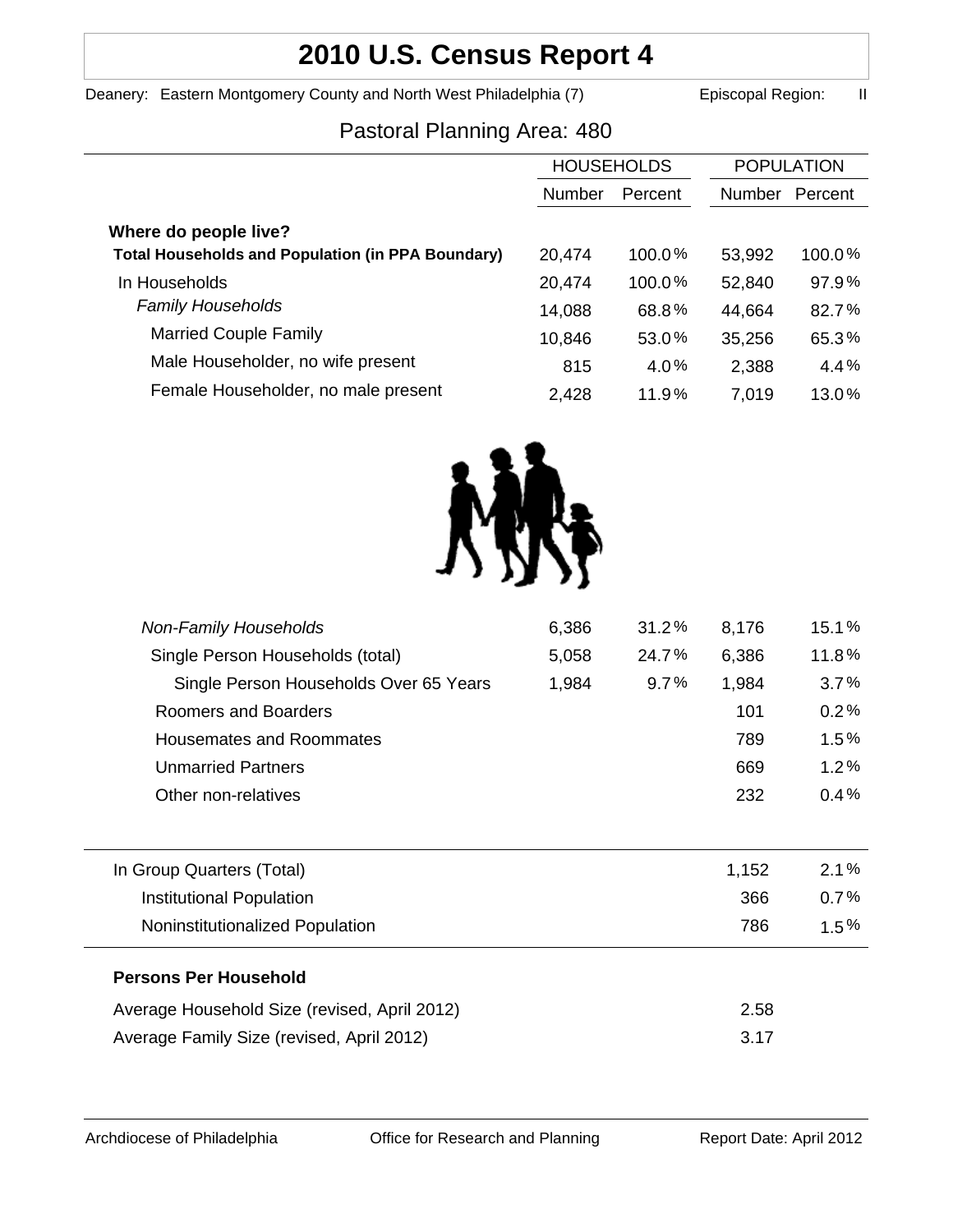# 2010 U.S. Census Report 4

Deanery: Eastern Montgomery County and North West Philadelphia (7) Episcopal Region: II

## Pastoral Planning Area: 480

| | HOUSEHOLDS | | POPULATION | |
|---|---|---|---|---|
| | Number | Percent | Number | Percent |
| **Where do people live?** | | | | |
| **Total Households and Population (in PPA Boundary)** | 20,474 | 100.0% | 53,992 | 100.0% |
| In Households | 20,474 | 100.0% | 52,840 | 97.9% |
| *Family Households* | 14,088 | 68.8% | 44,664 | 82.7% |
| Married Couple Family | 10,846 | 53.0% | 35,256 | 65.3% |
| Male Householder, no wife present | 815 | 4.0% | 2,388 | 4.4% |
| Female Householder, no male present | 2,428 | 11.9% | 7,019 | 13.0% |
| *Non-Family Households* | 6,386 | 31.2% | 8,176 | 15.1% |
| Single Person Households (total) | 5,058 | 24.7% | 6,386 | 11.8% |
| Single Person Households Over 65 Years | 1,984 | 9.7% | 1,984 | 3.7% |
| Roomers and Boarders | | | 101 | 0.2% |
| Housemates and Roommates | | | 789 | 1.5% |
| Unmarried Partners | | | 669 | 1.2% |
| Other non-relatives | | | 232 | 0.4% |
| In Group Quarters (Total) | | | 1,152 | 2.1% |
| Institutional Population | | | 366 | 0.7% |
| Noninstitutionalized Population | | | 786 | 1.5% |

**Persons Per Household**

| | |
|---|---|
| Average Household Size (revised, April 2012) | 2.58 |
| Average Family Size (revised, April 2012) | 3.17 |

Archdiocese of Philadelphia Office for Research and Planning Report Date: April 2012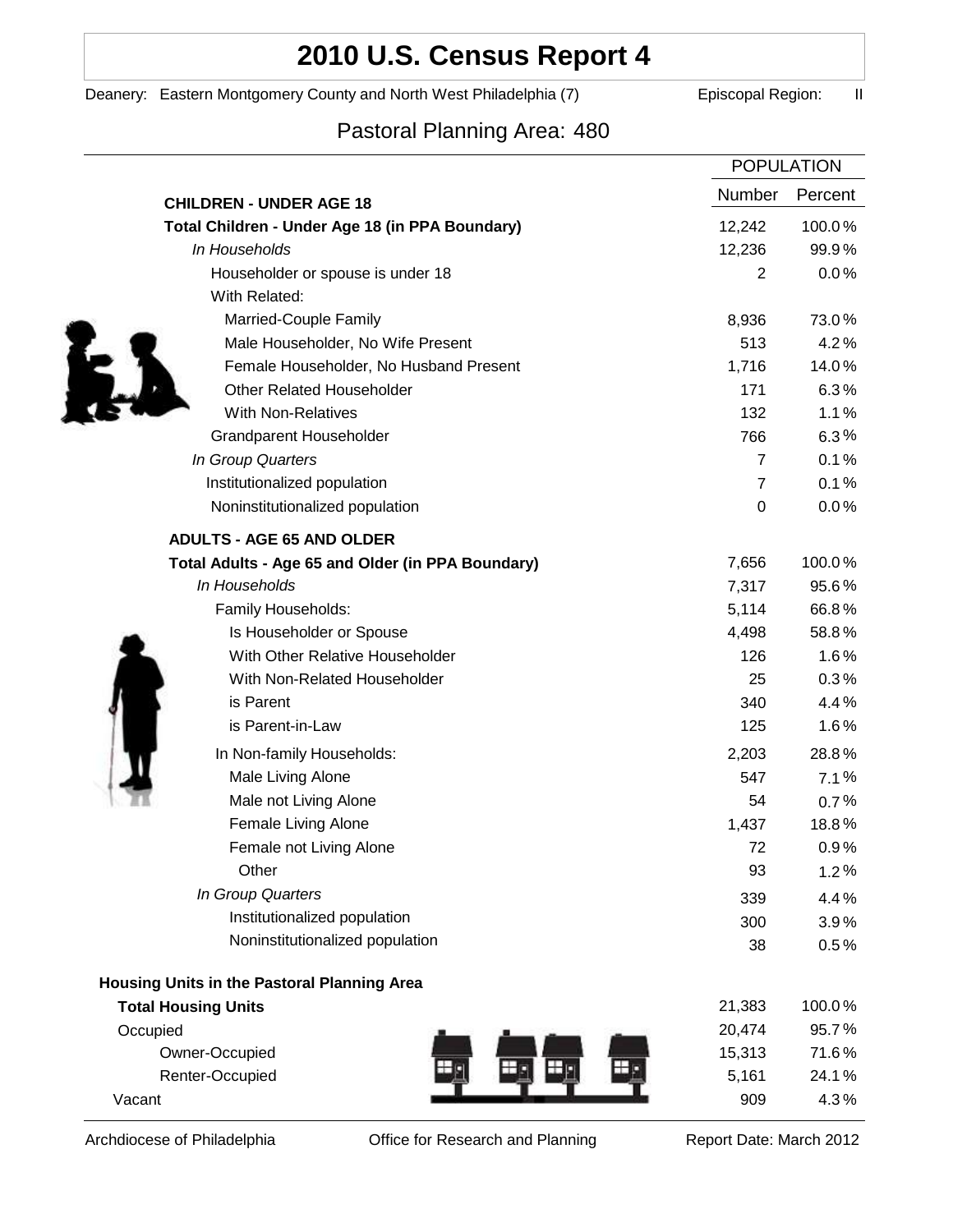# 2010 U.S. Census Report 4

Deanery: Eastern Montgomery County and North West Philadelphia (7) Episcopal Region: II

## Pastoral Planning Area: 480

| | POPULATION | |
|---|---|---|
| **CHILDREN - UNDER AGE 18** | Number | Percent |
| **Total Children - Under Age 18 (in PPA Boundary)** | 12,242 | 100.0% |
| *In Households* | 12,236 | 99.9% |
| Householder or spouse is under 18 | 2 | 0.0% |
| With Related: | | |
| Married-Couple Family | 8,936 | 73.0% |
| Male Householder, No Wife Present | 513 | 4.2% |
| Female Householder, No Husband Present | 1,716 | 14.0% |
| Other Related Householder | 171 | 6.3% |
| With Non-Relatives | 132 | 1.1% |
| Grandparent Householder | 766 | 6.3% |
| *In Group Quarters* | 7 | 0.1% |
| Institutionalized population | 7 | 0.1% |
| Noninstitutionalized population | 0 | 0.0% |
| **ADULTS - AGE 65 AND OLDER** | | |
| **Total Adults - Age 65 and Older (in PPA Boundary)** | 7,656 | 100.0% |
| *In Households* | 7,317 | 95.6% |
| Family Households: | 5,114 | 66.8% |
| Is Householder or Spouse | 4,498 | 58.8% |
| With Other Relative Householder | 126 | 1.6% |
| With Non-Related Householder | 25 | 0.3% |
| is Parent | 340 | 4.4% |
| is Parent-in-Law | 125 | 1.6% |
| In Non-family Households: | 2,203 | 28.8% |
| Male Living Alone | 547 | 7.1% |
| Male not Living Alone | 54 | 0.7% |
| Female Living Alone | 1,437 | 18.8% |
| Female not Living Alone | 72 | 0.9% |
| Other | 93 | 1.2% |
| *In Group Quarters* | 339 | 4.4% |
| Institutionalized population | 300 | 3.9% |
| Noninstitutionalized population | 38 | 0.5% |
| **Housing Units in the Pastoral Planning Area** | | |
| **Total Housing Units** | 21,383 | 100.0% |
| Occupied | 20,474 | 95.7% |
| Owner-Occupied | 15,313 | 71.6% |
| Renter-Occupied | 5,161 | 24.1% |
| Vacant | 909 | 4.3% |

Archdiocese of Philadelphia Office for Research and Planning Report Date: March 2012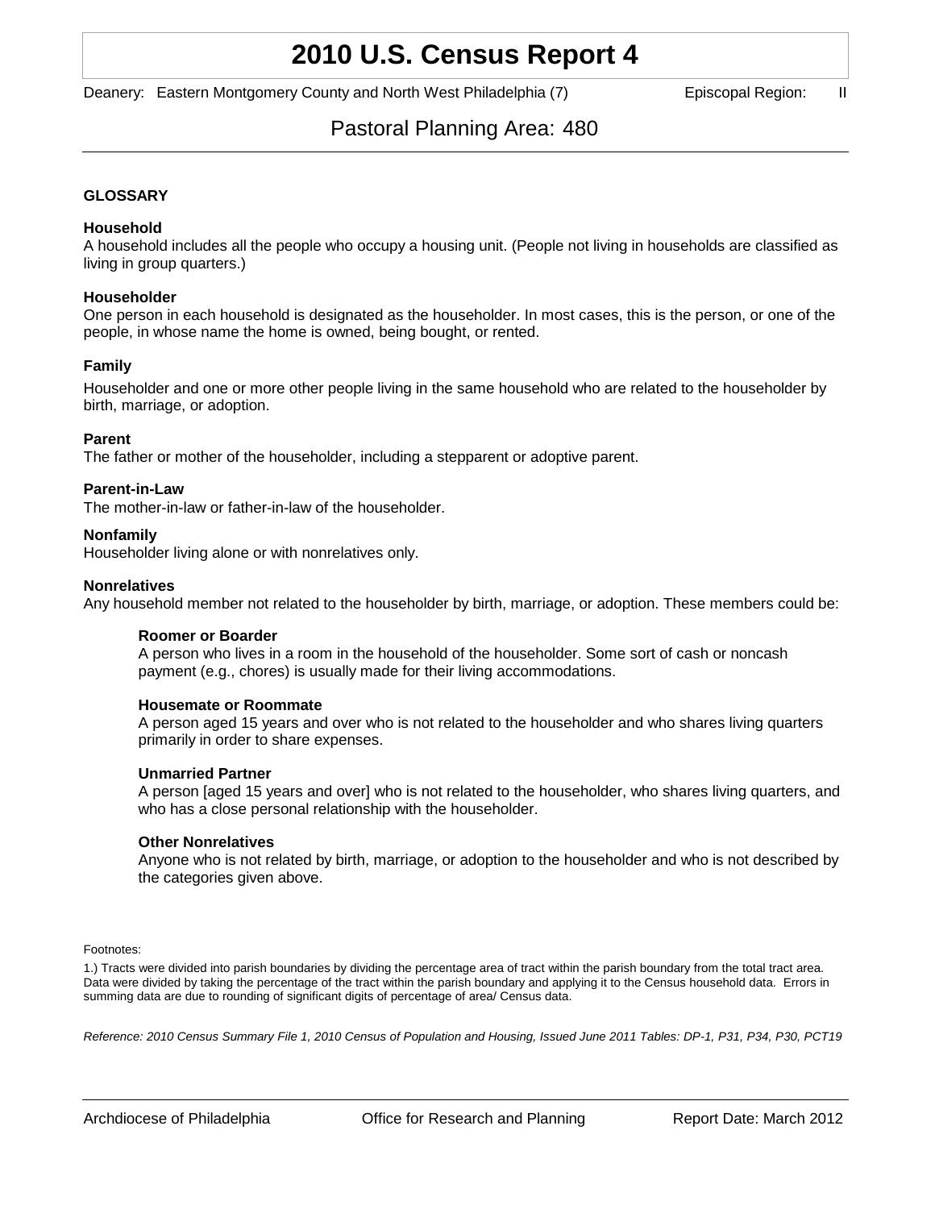# 2010 U.S. Census Report 4

Deanery: Eastern Montgomery County and North West Philadelphia (7)    Episcopal Region: II

## Pastoral Planning Area: 480

**GLOSSARY**

**Household**
A household includes all the people who occupy a housing unit. (People not living in households are classified as living in group quarters.)

**Householder**
One person in each household is designated as the householder. In most cases, this is the person, or one of the people, in whose name the home is owned, being bought, or rented.

**Family**
Householder and one or more other people living in the same household who are related to the householder by birth, marriage, or adoption.

**Parent**
The father or mother of the householder, including a stepparent or adoptive parent.

**Parent-in-Law**
The mother-in-law or father-in-law of the householder.

**Nonfamily**
Householder living alone or with nonrelatives only.

**Nonrelatives**
Any household member not related to the householder by birth, marriage, or adoption. These members could be:

> **Roomer or Boarder**
> A person who lives in a room in the household of the householder. Some sort of cash or noncash payment (e.g., chores) is usually made for their living accommodations.
>
> **Housemate or Roommate**
> A person aged 15 years and over who is not related to the householder and who shares living quarters primarily in order to share expenses.
>
> **Unmarried Partner**
> A person [aged 15 years and over] who is not related to the householder, who shares living quarters, and who has a close personal relationship with the householder.
>
> **Other Nonrelatives**
> Anyone who is not related by birth, marriage, or adoption to the householder and who is not described by the categories given above.

Footnotes:

1.) Tracts were divided into parish boundaries by dividing the percentage area of tract within the parish boundary from the total tract area. Data were divided by taking the percentage of the tract within the parish boundary and applying it to the Census household data. Errors in summing data are due to rounding of significant digits of percentage of area/ Census data.

*Reference: 2010 Census Summary File 1, 2010 Census of Population and Housing, Issued June 2011 Tables: DP-1, P31, P34, P30, PCT19*

Archdiocese of Philadelphia    Office for Research and Planning    Report Date: March 2012